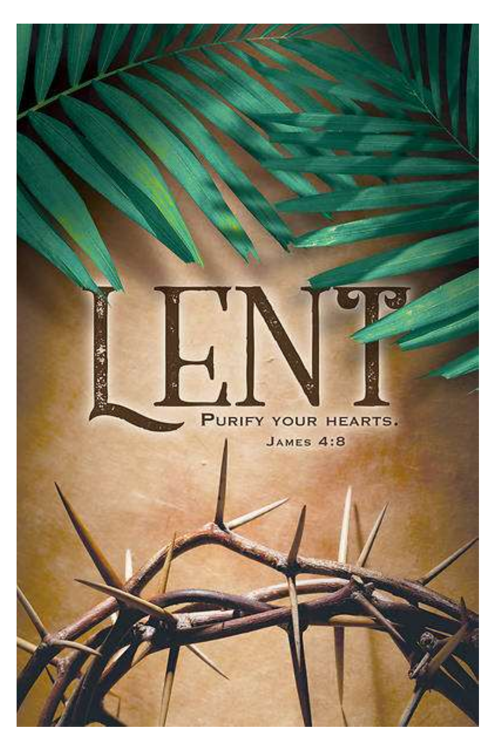# LENT

Purify your hearts.

James 4:8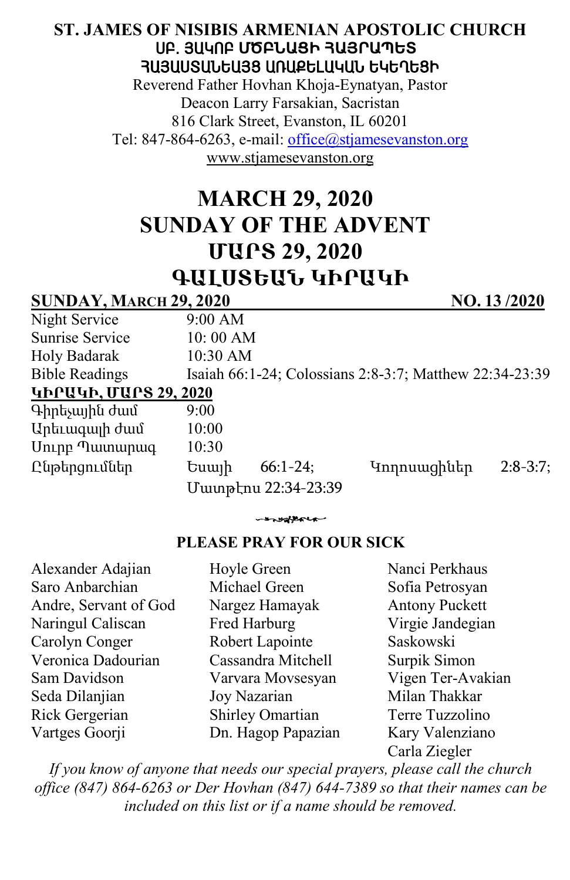**ST. JAMES OF NISIBIS ARMENIAN APOSTOLIC CHURCH**
**ՍԲ. ՅԱԿՈԲ ՄԾԲՆԱՑԻ ՀԱՅՐԱՊԵՏ**
**ՀԱՅԱՍՏԱՆԵԱՅՑ ԱՌԱՔԵԼԱԿԱՆ ԵԿԵՂԵՑԻ**

Reverend Father Hovhan Khoja-Eynatyan, Pastor
Deacon Larry Farsakian, Sacristan
816 Clark Street, Evanston, IL 60201
Tel: 847-864-6263, e-mail: office@stjamesevanston.org
www.stjamesevanston.org

# MARCH 29, 2020
# SUNDAY OF THE ADVENT
# ՄԱՐՏ 29, 2020
# ԳԱԼՍՏԵԱՆ ԿԻՐԱԿԻ

**SUNDAY, MARCH 29, 2020** **NO. 13 /2020**

| | |
|---|---|
| Night Service | 9:00 AM |
| Sunrise Service | 10: 00 AM |
| Holy Badarak | 10:30 AM |
| Bible Readings | Isaiah 66:1-24; Colossians 2:8-3:7; Matthew 22:34-23:39 |

**ԿԻՐԱԿԻ, ՄԱՐՏ 29, 2020**

| | |
|---|---|
| Գիրեչային ժամ | 9:00 |
| Արեւագալի ժամ | 10:00 |
| Սուրբ Պատարագ | 10:30 |
| Ընթերցումներ | Եսայի 66:1-24; Կողոսացիներ 2:8-3:7; Մատթէոս 22:34-23:39 |

**PLEASE PRAY FOR OUR SICK**

Alexander Adajian
Saro Anbarchian
Andre, Servant of God
Naringul Caliscan
Carolyn Conger
Veronica Dadourian
Sam Davidson
Seda Dilanjian
Rick Gergerian
Vartges Goorji
Hoyle Green
Michael Green
Nargez Hamayak
Fred Harburg
Robert Lapointe
Cassandra Mitchell
Varvara Movsesyan
Joy Nazarian
Shirley Omartian
Dn. Hagop Papazian
Nanci Perkhaus
Sofia Petrosyan
Antony Puckett
Virgie Jandegian
Saskowski
Surpik Simon
Vigen Ter-Avakian
Milan Thakkar
Terre Tuzzolino
Kary Valenziano
Carla Ziegler

*If you know of anyone that needs our special prayers, please call the church office (847) 864-6263 or Der Hovhan (847) 644-7389 so that their names can be included on this list or if a name should be removed.*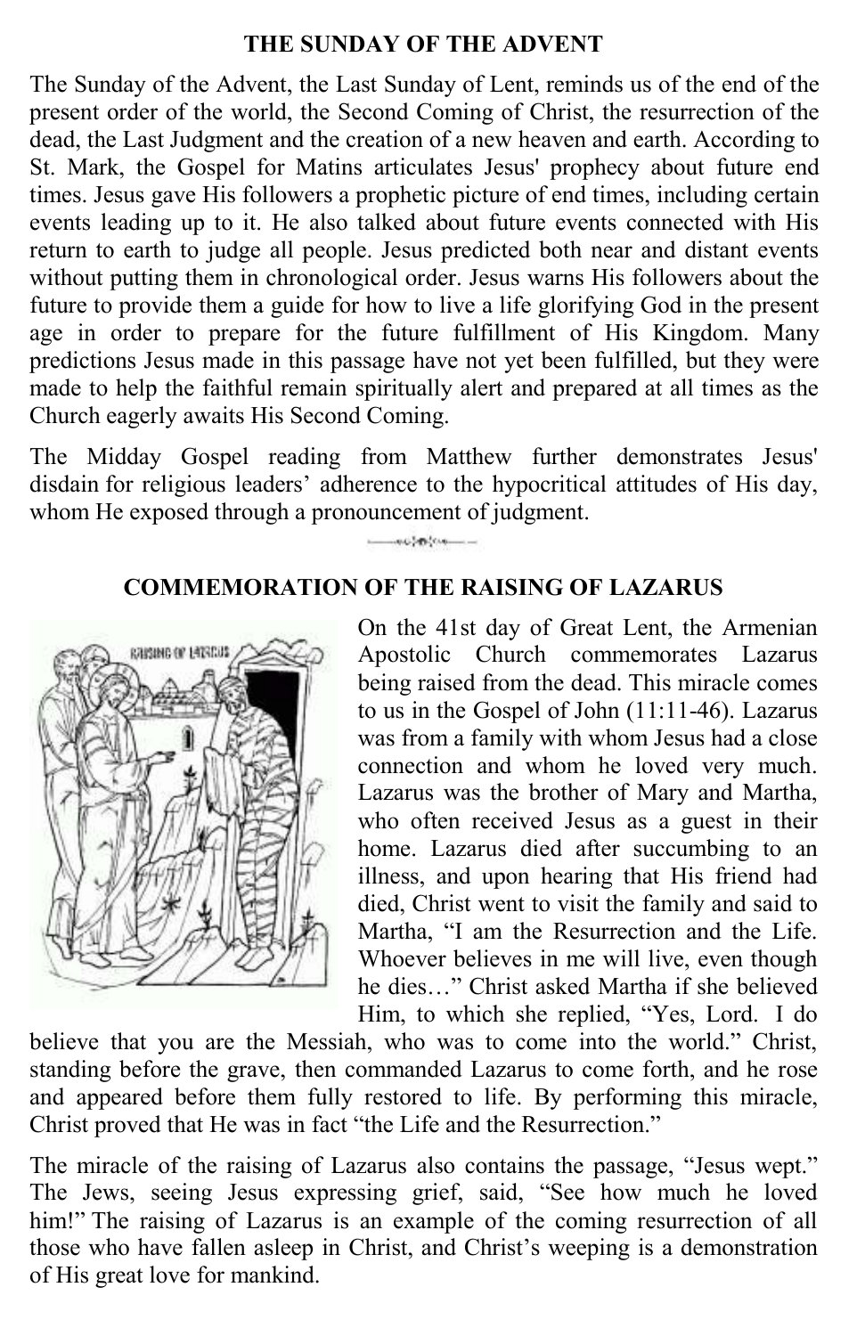## THE SUNDAY OF THE ADVENT

The Sunday of the Advent, the Last Sunday of Lent, reminds us of the end of the present order of the world, the Second Coming of Christ, the resurrection of the dead, the Last Judgment and the creation of a new heaven and earth. According to St. Mark, the Gospel for Matins articulates Jesus' prophecy about future end times. Jesus gave His followers a prophetic picture of end times, including certain events leading up to it. He also talked about future events connected with His return to earth to judge all people. Jesus predicted both near and distant events without putting them in chronological order. Jesus warns His followers about the future to provide them a guide for how to live a life glorifying God in the present age in order to prepare for the future fulfillment of His Kingdom. Many predictions Jesus made in this passage have not yet been fulfilled, but they were made to help the faithful remain spiritually alert and prepared at all times as the Church eagerly awaits His Second Coming.

The Midday Gospel reading from Matthew further demonstrates Jesus' disdain for religious leaders' adherence to the hypocritical attitudes of His day, whom He exposed through a pronouncement of judgment.

## COMMEMORATION OF THE RAISING OF LAZARUS

On the 41st day of Great Lent, the Armenian Apostolic Church commemorates Lazarus being raised from the dead. This miracle comes to us in the Gospel of John (11:11-46). Lazarus was from a family with whom Jesus had a close connection and whom he loved very much. Lazarus was the brother of Mary and Martha, who often received Jesus as a guest in their home. Lazarus died after succumbing to an illness, and upon hearing that His friend had died, Christ went to visit the family and said to Martha, "I am the Resurrection and the Life. Whoever believes in me will live, even though he dies…" Christ asked Martha if she believed Him, to which she replied, "Yes, Lord. I do believe that you are the Messiah, who was to come into the world." Christ, standing before the grave, then commanded Lazarus to come forth, and he rose and appeared before them fully restored to life. By performing this miracle, Christ proved that He was in fact "the Life and the Resurrection."

The miracle of the raising of Lazarus also contains the passage, "Jesus wept." The Jews, seeing Jesus expressing grief, said, "See how much he loved him!" The raising of Lazarus is an example of the coming resurrection of all those who have fallen asleep in Christ, and Christ's weeping is a demonstration of His great love for mankind.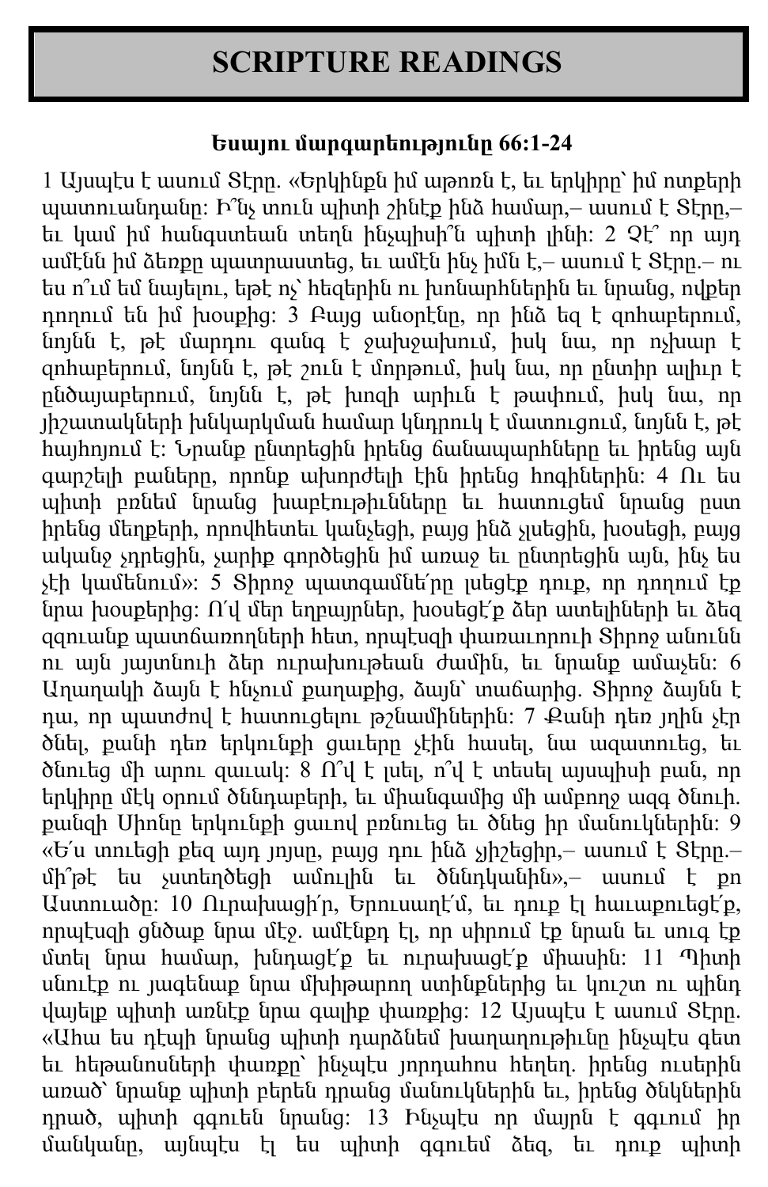# SCRIPTURE READINGS

**Եսայու մարգարեությունը 66:1-24**

1 Այսպէս է ասում Տէրը. «Երկինքն իմ աթոռն է, եւ երկիրը՝ իմ ոտքերի պատուանդանը: Ի՞նչ տուն պիտի շինէք ինձ համար,– ասում է Տէրը,– եւ կամ իմ հանգստեան տեղն ինչպիսի՞ն պիտի լինի: 2 Չէ՞ որ այդ ամէնն իմ ձեռքը պատրաստեց, եւ ամէն ինչ իմն է,– ասում է Տէրը.– ու ես ո՞ւմ եմ նայելու, եթէ ոչ՝ հեզերին ու խոնարհներին եւ նրանց, ովքեր դողում են իմ խօսքից: 3 Բայց անօրէնը, որ ինձ եզ է զոհաբերում, նոյնն է, թէ մարդու գանգ է ջախջախում, իսկ նա, որ ոչխար է զոհաբերում, նոյնն է, թէ շուն է մորթում, իսկ նա, որ ընտիր ալիւր է ընծայաբերում, նոյնն է, թէ խոզի արիւն է թափում, իսկ նա, որ յիշատակների խնկարկման համար կնդրուկ է մատուցում, նոյնն է, թէ հայհոյում է: Նրանք ընտրեցին իրենց ճանապարհները եւ իրենց այն գարշելի բաները, որոնք ախորժելի էին իրենց հոգիներին: 4 Ու ես պիտի բռնեմ նրանց խաբէութիւնները եւ հատուցեմ նրանց ըստ իրենց մեղքերի, որովհետեւ կանչեցի, բայց ինձ չլսեցին, խօսեցի, բայց ականջ չդրեցին, չարիք գործեցին իմ առաջ եւ ընտրեցին այն, ինչ ես չէի կամենում»: 5 Տիրոջ պատգամնե՛րը լսեցէք դուք, որ դողում էք նրա խօսքերից: Ո՜վ մեր եղբայրներ, խօսեցէ՛ք ձեր ատելիների եւ ձեզ զզուանք պատճառողների հետ, որպէսզի փառաւորուի Տիրոջ անունն ու այն յայտնուի ձեր ուրախութեան ժամին, եւ նրանք ամաչեն: 6 Աղաղակի ձայն է հնչում քաղաքից, ձայն՝ տաճարից. Տիրոջ ձայնն է դա, որ պատժով է հատուցելու թշնամիներին: 7 Քանի դեռ յղին չէր ծնել, քանի դեռ երկունքի ցաւերը չէին հասել, նա ազատուեց, եւ ծնուեց մի արու զաւակ: 8 Ո՞վ է լսել, ո՞վ է տեսել այսպիսի բան, որ երկիրը մէկ օրում ծննդաբերի, եւ միանգամից մի ամբողջ ազգ ծնուի. քանզի Սիոնը երկունքի ցաւով բռնուեց եւ ծնեց իր մանուկներին: 9 «Ե՛ս տուեցի քեզ այդ յոյսը, բայց դու ինձ չյիշեցիր,– ասում է Տէրը.– մի՞թէ ես չստեղծեցի ամուլին եւ ծննդկանին»,– ասում է քո Աստուածը: 10 Ուրախացի՛ր, Երուսաղէ՛մ, եւ դուք էլ հաւաքուեցէ՛ք, որպէսզի ցնծաք նրա մէջ. ամէնքդ էլ, որ սիրում էք նրան եւ սուգ էք մտել նրա համար, խնդացէ՛ք եւ ուրախացէ՛ք միասին: 11 Պիտի սնուէք ու յագենաք նրա մխիթարող ստինքներից եւ կուշտ ու պինդ վայելք պիտի առնէք նրա գալիք փառքից: 12 Այսպէս է ասում Տէրը. «Ահա ես դէպի նրանց պիտի դարձնեմ խաղաղութիւնը ինչպէս գետ եւ հեթանոսների փառքը՝ ինչպէս յորդահոս հեղեղ. իրենց ուսերին առած՝ նրանք պիտի բերեն դրանց մանուկներին եւ, իրենց ծնկներին դրած, պիտի գգուեն նրանց: 13 Ինչպէս որ մայրն է գգւում իր մանկանը, այնպէս էլ ես պիտի գգուեմ ձեզ, եւ դուք պիտի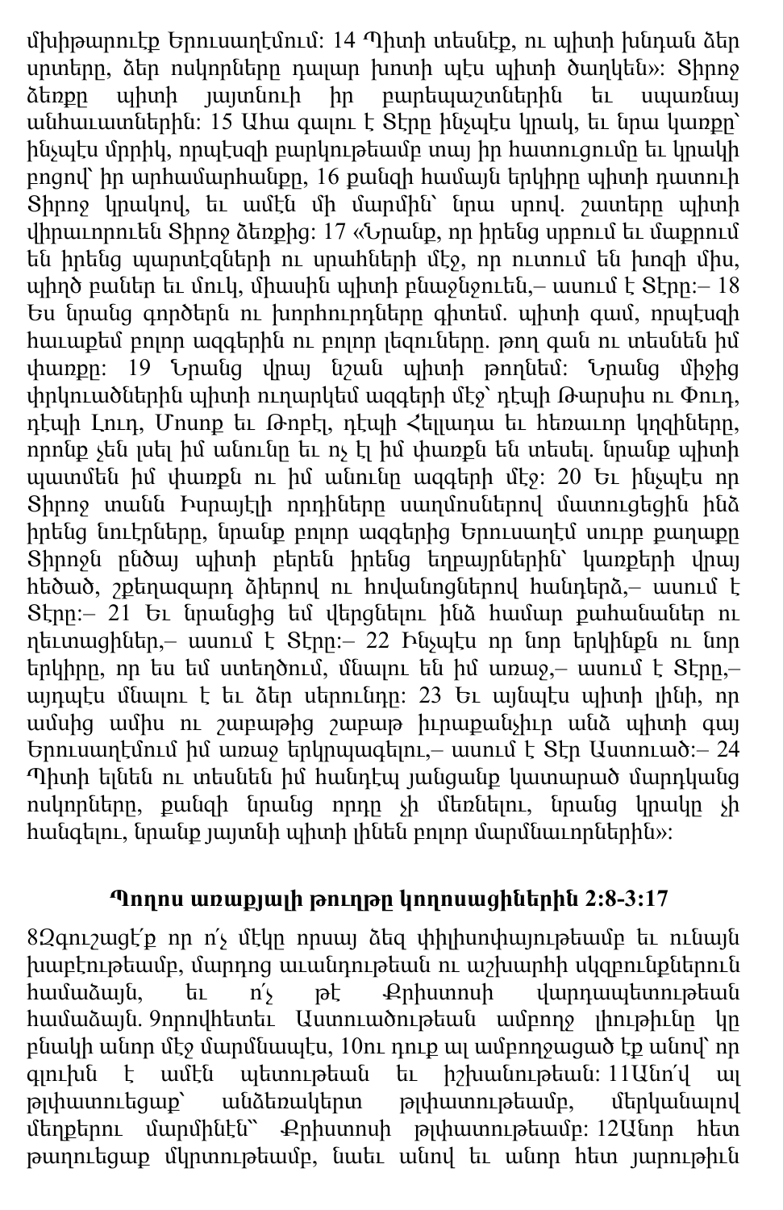մխիթարուէք Երուսաղէմում: 14 Պիտի տեսնէք, ու պիտի խնդան ձեր սրտերը, ձեր ոսկորները դալար խոտի պէս պիտի ծաղկեն»: Տիրոջ ձեռքը պիտի յայտնուի իր բարեպաշտներին եւ սպառնայ անհաւատներին: 15 Ահա գալու է Տէրը ինչպէս կրակ, եւ նրա կառքը՝ ինչպէս մրրիկ, որպէսզի բարկութեամբ տայ իր հատուցումը եւ կրակի բոցով՝ իր արհամարհանքը, 16 քանզի համայն երկիրը պիտի դատուի Տիրոջ կրակով, եւ ամէն մի մարմին՝ նրա սրով. շատերը պիտի վիրաւորուեն Տիրոջ ձեռքից: 17 «Նրանք, որ իրենց սրբում եւ մաքրում են իրենց պարտէզների ու սրահների մէջ, որ ուտում են խոզի միս, պիղծ բաներ եւ մուկ, միասին պիտի բնաջնջուեն,– ասում է Տէրը:– 18 Ես նրանց գործերն ու խորհուրդները գիտեմ. պիտի գամ, որպէսզի հաւաքեմ բոլոր ազգերին ու բոլոր լեզուները. թող գան ու տեսնեն իմ փառքը: 19 Նրանց վրայ նշան պիտի թողնեմ: Նրանց միջից փրկուածներին պիտի ուղարկեմ ազգերի մէջ՝ դէպի Թարսիս ու Փուդ, դէպի Լուդ, Մոսոք եւ Թոբէլ, դէպի Հելլադա եւ հեռաւոր կղզիները, որոնք չեն լսել իմ անունը եւ ոչ էլ իմ փառքն են տեսել. նրանք պիտի պատմեն իմ փառքն ու իմ անունը ազգերի մէջ: 20 Եւ ինչպէս որ Տիրոջ տանն Իսրայէլի որդիները սաղմոսներով մատուցեցին ինձ իրենց նուէրները, նրանք բոլոր ազգերից Երուսաղէմ սուրբ քաղաքը Տիրոջն ընծայ պիտի բերեն իրենց եղբայրներին՝ կառքերի վրայ հեծած, շքեղազարդ ձիերով ու հովանոցներով հանդերձ,– ասում է Տէրը:– 21 Եւ նրանցից եմ վերցնելու ինձ համար քահանաներ ու ղեւտացիներ,– ասում է Տէրը:– 22 Ինչպէս որ նոր երկինքն ու նոր երկիրը, որ ես եմ ստեղծում, մնալու են իմ առաջ,– ասում է Տէրը,– այդպէս մնալու է եւ ձեր սերունդը: 23 Եւ այնպէս պիտի լինի, որ ամսից ամիս ու շաբաթից շաբաթ իւրաքանչիւր անձ պիտի գայ Երուսաղէմում իմ առաջ երկրպագելու,– ասում է Տէր Աստուած:– 24 Պիտի ելնեն ու տեսնեն իմ հանդէպ յանցանք կատարած մարդկանց ոսկորները, քանզի նրանց որդը չի մեռնելու, նրանց կրակը չի հանգելու, նրանք յայտնի պիտի լինեն բոլոր մարմնաւորներին»:

## Պօղոս առաքյալի թուղթը կողոսացիներին 2:8-3:17

8Զգուշացէ՛ք որ ո՛չ մէկը որսայ ձեզ փիլիսոփայութեամբ եւ ունայն խաբէութեամբ, մարդոց աւանդութեան ու աշխարհի սկզբունքներուն համաձայն, եւ ո՛չ թէ Քրիստոսի վարդապետութեան համաձայն. 9որովհետեւ Աստուածութեան ամբողջ լիութիւնը կը բնակի անոր մէջ մարմնապէս, 10ու դուք ալ ամբողջացած էք անով՝ որ գլուխն է ամէն պետութեան եւ իշխանութեան: 11Անո՛վ ալ թլփատուեցաք՝ անձեռակերտ թլփատութեամբ, մերկանալով մեղքերու մարմինէն՝՝ Քրիստոսի թլփատութեամբ: 12Անոր հետ թաղուեցաք մկրտութեամբ, նաեւ անով եւ անոր հետ յարութիւն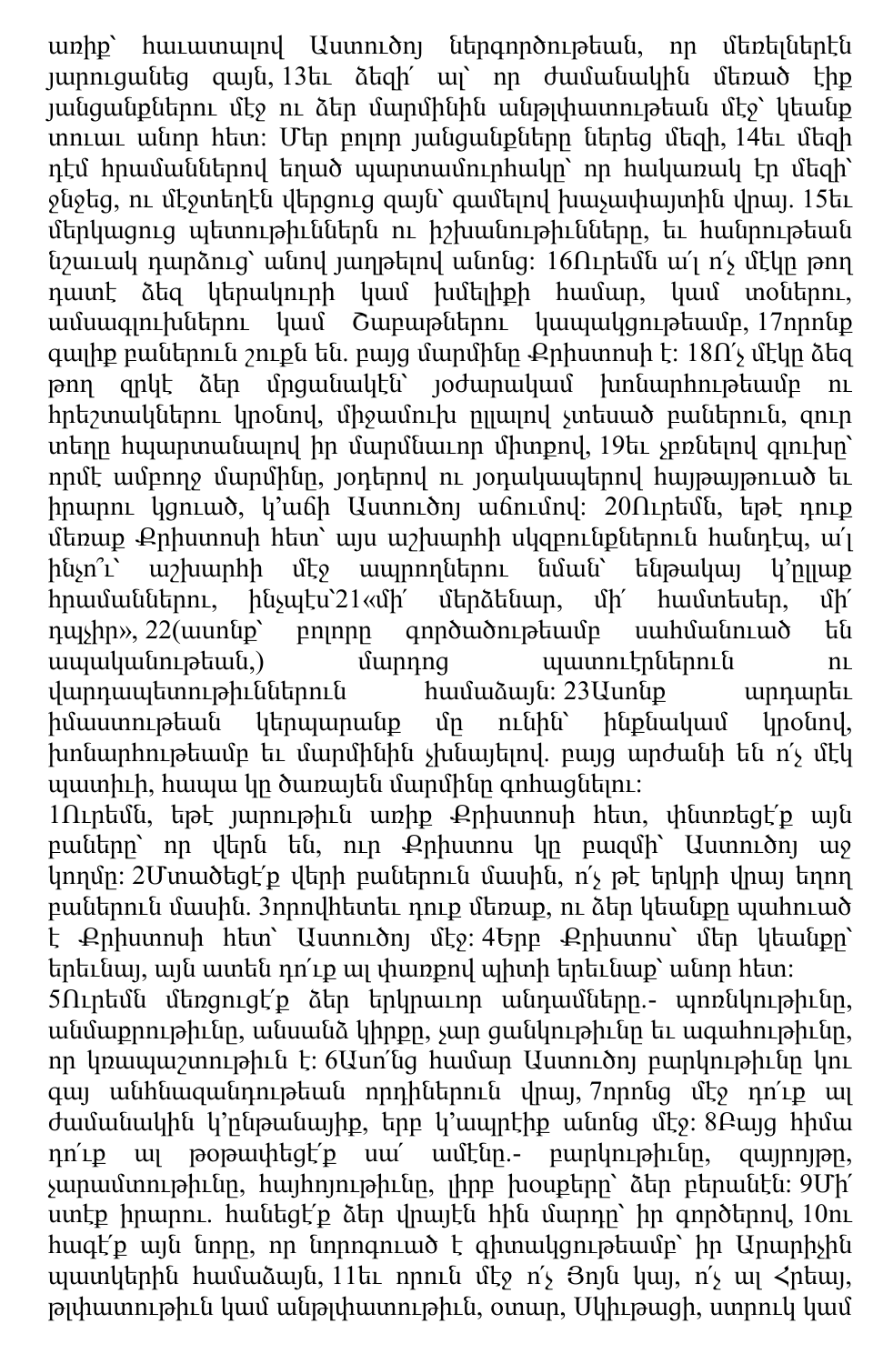առիք՝ հաւատալով Աստուծոյ ներգործութեան, որ մեռելներէն յարուցանեց զայն, 13եւ ձեզի՛ ալ՝ որ ժամանակին մեռած էիք յանցանքներու մէջ ու ձեր մարմինին անթլփատութեան մէջ՝ կեանք տուաւ անոր հետ: Մեր բոլոր յանցանքները ներեց մեզի, 14եւ մեզի դէմ հրամաններով եղած պարտամուրհակը՝ որ հակառակ էր մեզի՝ ջնջեց, ու մէջտեղէն վերցուց զայն՝ գամելով խաչափայտին վրայ. 15եւ մերկացուց պետութիւններն ու իշխանութիւնները, եւ հանրութեան նշաւակ դարձուց՝ անով յաղթելով անոնց: 16Ուրեմն ա՛լ ո՛չ մէկը թող դատէ ձեզ կերակուրի կամ խմելիքի համար, կամ տօներու, ամսագլուխներու կամ Շաբաթներու կապակցութեամբ, 17որոնք գալիք բաներուն շուքն են. բայց մարմինը Քրիստոսի է: 18Ո՛չ մէկը ձեզ թող զրկէ ձեր մրցանակէն՝ յօժարակամ խոնարհութեամբ ու հրեշտակներու կրօնով, միջամուխ ըլլալով չտեսած բաներուն, զուր տեղը հպարտանալով իր մարմնաւոր միտքով, 19եւ չբռնելով գլուխը՝ որմէ ամբողջ մարմինը, յօդերով ու յօդակապերով հայթայթուած եւ իրարու կցուած, կ՚աճի Աստուծոյ աճումով: 20Ուրեմն, եթէ դուք մեռաք Քրիստոսի հետ՝ այս աշխարհի սկզբունքներուն հանդէպ, ա՛լ ինչո՞ւ՝ աշխարհի մէջ ապրողներու նման՝ ենթակայ կ՚ըլլաք հրամաններու, ինչպէս՝21«մի՛ մերձենար, մի՛ համտեսեր, մի՛ դպչիր», 22(ասոնք՝ բոլորը գործածութեամբ սահմանուած են ապականութեան,) մարդոց պատուէրներուն ու վարդապետութիւններուն համաձայն: 23Ասոնք արդարեւ իմաստութեան կերպարանք մը ունին՝ ինքնակամ կրօնով, խոնարհութեամբ եւ մարմինին չխնայելով. բայց արժանի են ո՛չ մէկ պատիւի, հապա կը ծառայեն մարմինը գոհացնելու:

1Ուրեմն, եթէ յարութիւն առիք Քրիստոսի հետ, փնտռեցէ՛ք այն բաները՝ որ վերն են, ուր Քրիստոս կը բազմի՝ Աստուծոյ աջ կողմը: 2Մտածեցէ՛ք վերի բաներուն մասին, ո՛չ թէ երկրի վրայ եղող բաներուն մասին. 3որովհետեւ դուք մեռաք, ու ձեր կեանքը պահուած է Քրիստոսի հետ՝ Աստուծոյ մէջ: 4Երբ Քրիստոս՝ մեր կեանքը՝ երեւնայ, այն ատեն դո՛ւք ալ փառքով պիտի երեւնաք՝ անոր հետ:

5Ուրեմն մեռցուցէ՛ք ձեր երկրաւոր անդամները.- պոռնկութիւնը, անմաքրութիւնը, անսանձ կիրքը, չար ցանկութիւնը եւ ագահութիւնը, որ կռապաշտութիւն է: 6Ասո՛նց համար Աստուծոյ բարկութիւնը կու գայ անհնազանդութեան որդիներուն վրայ, 7որոնց մէջ դո՛ւք ալ ժամանակին կ՚ընթանայիք, երբ կ՚ապրէիք անոնց մէջ: 8Բայց հիմա դո՛ւք ալ թօթափեցէ՛ք սա՛ ամէնը.- բարկութիւնը, զայրոյթը, չարամտութիւնը, հայհոյութիւնը, լիրբ խօսքերը՝ ձեր բերանէն: 9Մի՛ ստէք իրարու. հանեցէ՛ք ձեր վրայէն հին մարդը՝ իր գործերով, 10ու հագէ՛ք այն նորը, որ նորոգուած է գիտակցութեամբ՝ իր Արարիչին պատկերին համաձայն, 11եւ որուն մէջ ո՛չ Յոյն կայ, ո՛չ ալ Հրեայ, թլփատութիւն կամ անթլփատութիւն, օտար, Սկիւթացի, ստրուկ կամ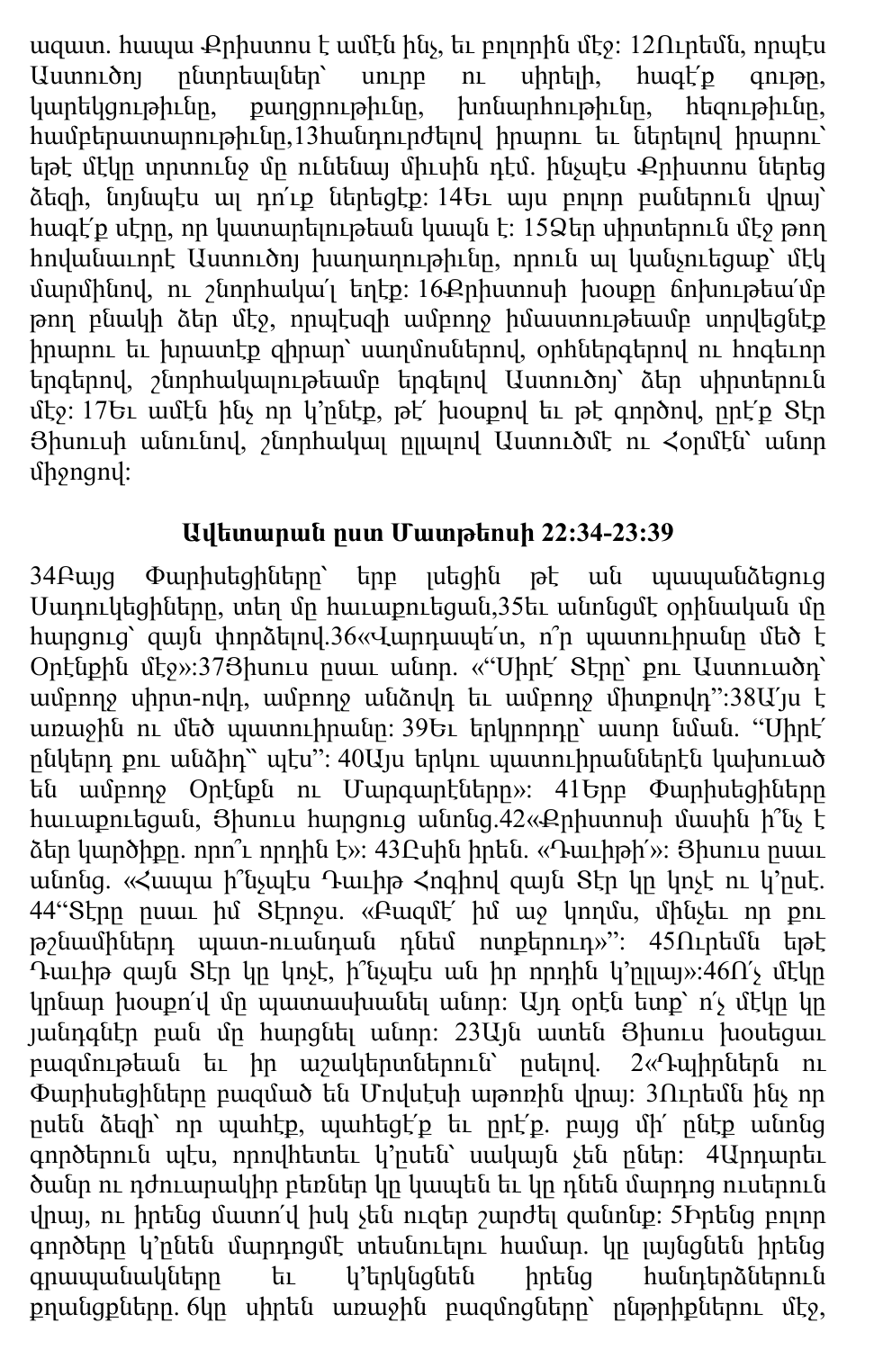ազատ. հապա Քրիստոս է ամէն ինչ, եւ բոլորին մէջ: 12Ուրեմն, որպէս Աստուծոյ ընտրեալներ՝ սուրբ ու սիրելի, հագէ՛ք գութը, կարեկցութիւնը, քաղցրութիւնը, խոնարհութիւնը, հեզութիւնը, համբերատարութիւնը,13հանդուրժելով իրարու եւ ներելով իրարու՝ եթէ մէկը տրտունջ մը ունենայ միւսին դէմ. ինչպէս Քրիստոս ներեց ձեզի, նոյնպէս ալ դո՛ւք ներեցէք: 14Եւ այս բոլոր բաներուն վրայ՝ հագէ՛ք սէրը, որ կատարելութեան կապն է: 15Ձեր սիրտերուն մէջ թող հովանաւորէ Աստուծոյ խաղաղութիւնը, որուն ալ կանչուեցաք՝ մէկ մարմինով, ու շնորհակա՛լ եղէք: 16Քրիստոսի խօսքը ճոխութեա՛մբ թող բնակի ձեր մէջ, որպէսզի ամբողջ իմաստութեամբ սորվեցնէք իրարու եւ խրատէք զիրար՝ սաղմոսներով, օրհներգերով ու հոգեւոր երգերով, շնորհակալութեամբ երգելով Աստուծոյ՝ ձեր սիրտերուն մէջ: 17Եւ ամէն ինչ որ կ՚ընէք, թէ՛ խօսքով եւ թէ գործով, ըրէ՛ք Տէր Յիսուսի անունով, շնորհակալ ըլլալով Աստուծմէ ու Հօրմէն՝ անոր միջոցով:

**Ավետարան ըստ Մատթեոսի 22:34-23:39**

34Բայց Փարիսեցիները՝ երբ լսեցին թէ ան պապանձեցուց Սադուկեցիները, տեղ մը հաւաքուեցան,35եւ անոնցմէ օրինական մը հարցուց՝ զայն փորձելով.36«Վարդապե՛տ, ո՞ր պատուիրանը մեծ է Օրէնքին մէջ»:37Յիսուս ըսաւ անոր. «“Սիրէ՛ Տէրը՝ քու Աստուածդ՝ ամբողջ սիրտ-ովդ, ամբողջ անձովդ եւ ամբողջ միտքովդ”:38Ա՛յս է առաջին ու մեծ պատուիրանը: 39Եւ երկրորդը՝ ասոր նման. “Սիրէ՛ ընկերդ քու անձիդ՝՝ պէս”: 40Այս երկու պատուիրաններէն կախուած են ամբողջ Օրէնքն ու Մարգարէները»: 41Երբ Փարիսեցիները հաւաքուեցան, Յիսուս հարցուց անոնց.42«Քրիստոսի մասին ի՞նչ է ձեր կարծիքը. որո՞ւ որդին է»: 43Ըսին իրեն. «Դաւիթի՛»: Յիսուս ըսաւ անոնց. «Հապա ի՞նչպէս Դաւիթ Հոգիով զայն Տէր կը կոչէ ու կ՚ըսէ. 44“Տէրը ըսաւ իմ Տէրոջս. «Բազմէ՛ իմ աջ կողմս, մինչեւ որ քու թշնամիներդ պատ-ուանդան դնեմ ոտքերուդ»”: 45Ուրեմն եթէ Դաւիթ զայն Տէր կը կոչէ, ի՞նչպէս ան իր որդին կ՚ըլլայ»:46Ո՛չ մէկը կրնար խօսքո՛վ մը պատասխանել անոր: Այդ օրէն ետք՝ ո՛չ մէկը կը յանդգնէր բան մը հարցնել անոր: 23Այն ատեն Յիսուս խօսեցաւ բազմութեան եւ իր աշակերտներուն՝ ըսելով. 2«Դպիրներն ու Փարիսեցիները բազմած են Մովսէսի աթոռին վրայ: 3Ուրեմն ինչ որ ըսեն ձեզի՝ որ պահէք, պահեցէ՛ք եւ ըրէ՛ք. բայց մի՛ ընէք անոնց գործերուն պէս, որովհետեւ կ՚ըսեն՝ սակայն չեն ըներ: 4Արդարեւ ծանր ու դժուարակիր բեռներ կը կապեն եւ կը դնեն մարդոց ուսերուն վրայ, ու իրենց մատո՛վ իսկ չեն ուզեր շարժել զանոնք: 5Իրենց բոլոր գործերը կ՚ընեն մարդոցմէ տեսնուելու համար. կը լայնցնեն իրենց գրապանակները եւ կ՚երկնցնեն իրենց հանդերձներուն քղանցքները. 6կը սիրեն առաջին բազմոցները՝ ընթրիքներու մէջ,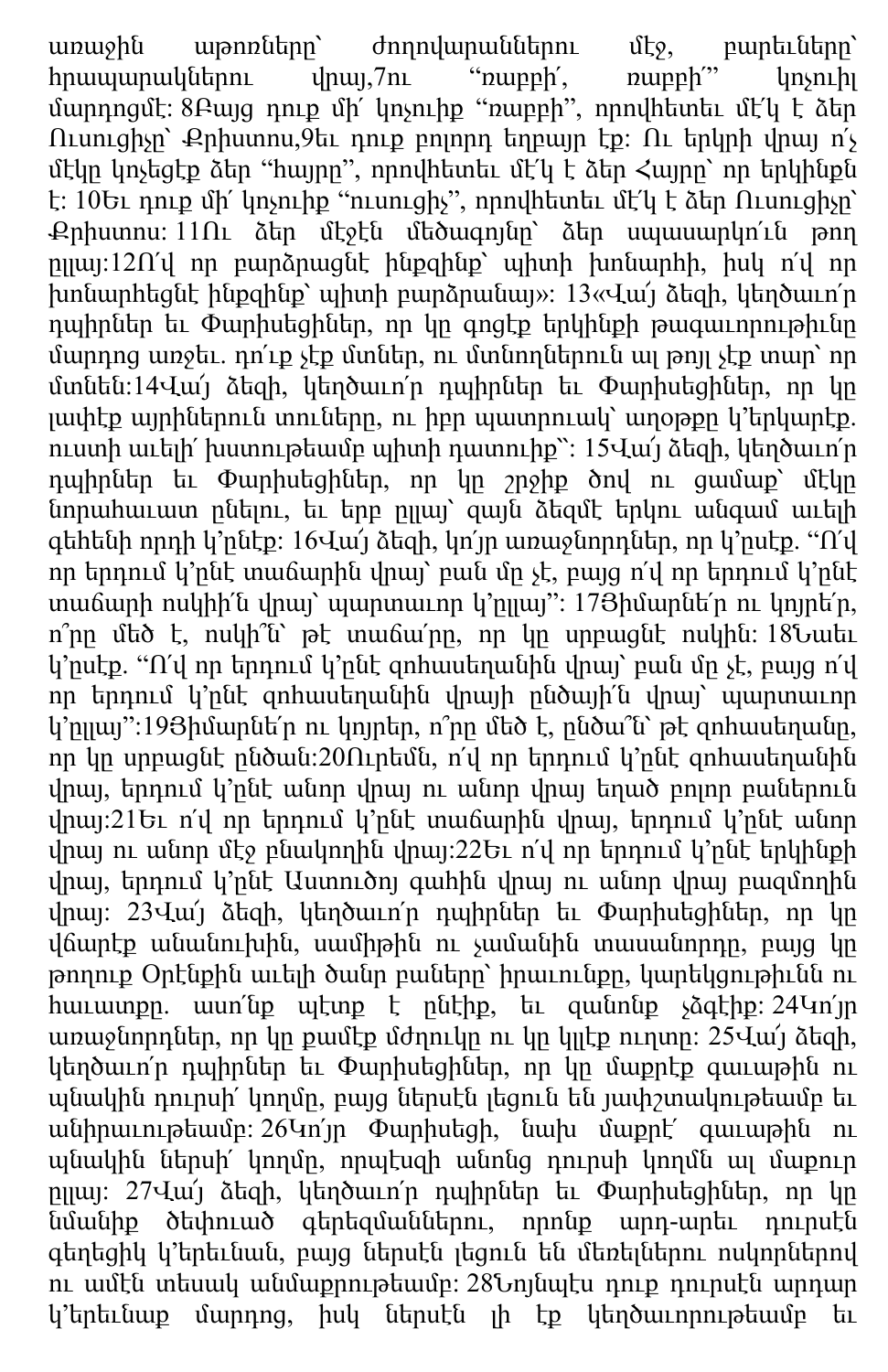առաջին աթոռները՝ ժողովարաններու մէջ, բարեւները՝ հրապարակներու վրայ,7ու “ռաբբի՛, ռաբբի՛” կոչուիլ մարդոցմէ: 8Բայց դուք մի՛ կոչուիք “ռաբբի”, որովհետեւ մէ՛կ է ձեր Ուսուցիչը՝ Քրիստոս,9եւ դուք բոլորդ եղբայր էք: Ու երկրի վրայ ո՛չ մէկը կոչեցէք ձեր “հայրը”, որովհետեւ մէ՛կ է ձեր Հայրը՝ որ երկինքն է: 10Եւ դուք մի՛ կոչուիք “ուսուցիչ”, որովհետեւ մէ՛կ է ձեր Ուսուցիչը՝ Քրիստոս: 11Ու ձեր մէջէն մեծագոյնը՝ ձեր սպասարկո՛ւն թող ըլլայ:12Ո՛վ որ բարձրացնէ ինքզինք՝ պիտի խոնարհի, իսկ ո՛վ որ խոնարհեցնէ ինքզինք՝ պիտի բարձրանայ»: 13«Վա՜յ ձեզի, կեղծաւո՛ր դպիրներ եւ Փարիսեցիներ, որ կը գոցէք երկինքի թագաւորութիւնը մարդոց առջեւ. դո՛ւք չէք մտներ, ու մտնողներուն ալ թոյլ չէք տար՝ որ մտնեն:14Վա՜յ ձեզի, կեղծաւո՛ր դպիրներ եւ Փարիսեցիներ, որ կը լափէք այրիներուն տուները, ու իբր պատրուակ՝ աղօթքը կ’երկարէք. ուստի աւելի՛ խստութեամբ պիտի դատուիք՚: 15Վա՜յ ձեզի, կեղծաւո՛ր դպիրներ եւ Փարիսեցիներ, որ կը շրջիք ծով ու ցամաք՝ մէկը նորահաւատ ընելու, եւ երբ ըլլայ՝ զայն ձեզմէ երկու անգամ աւելի գեհենի որդի կ’ընէք: 16Վա՜յ ձեզի, կո՛յր առաջնորդներ, որ կ’ըսէք. “Ո՛վ որ երդում կ’ընէ տաճարին վրայ՝ բան մը չէ, բայց ո՛վ որ երդում կ’ընէ տաճարի ոսկիի՛ն վրայ՝ պարտաւոր կ’ըլլայ”: 17Յիմարնե՛ր ու կոյրե՛ր, ո՞րը մեծ է, ոսկի՞ն՝ թէ տաճա՛րը, որ կը սրբացնէ ոսկին: 18Նաեւ կ’ըսէք. “Ո՛վ որ երդում կ’ընէ զոհասեղանին վրայ՝ բան մը չէ, բայց ո՛վ որ երդում կ’ընէ զոհասեղանին վրայի ընծայի՛ն վրայ՝ պարտաւոր կ’ըլլայ”:19Յիմարնե՛ր ու կոյրեր, ո՞րը մեծ է, ընծա՞ն՝ թէ զոհասեղանը, որ կը սրբացնէ ընծան:20Ուրեմն, ո՛վ որ երդում կ’ընէ զոհասեղանին վրայ, երդում կ’ընէ անոր վրայ ու անոր վրայ եղած բոլոր բաներուն վրայ:21Եւ ո՛վ որ երդում կ’ընէ տաճարին վրայ, երդում կ’ընէ անոր վրայ ու անոր մէջ բնակողին վրայ:22Եւ ո՛վ որ երդում կ’ընէ երկինքի վրայ, երդում կ’ընէ Աստուծոյ գահին վրայ ու անոր վրայ բազմողին վրայ: 23Վա՜յ ձեզի, կեղծաւո՛ր դպիրներ եւ Փարիսեցիներ, որ կը վճարէք անանուխին, սամիթին ու չամանին տասանորդը, բայց կը թողուք Օրէնքին աւելի ծանր բաները՝ իրաւունքը, կարեկցութիւնն ու հաւատքը. ասո՛նք պէտք է ընէիք, եւ զանոնք չձգէիք: 24Կո՛յր առաջնորդներ, որ կը քամէք մժղուկը ու կը կլլէք ուղտը: 25Վա՜յ ձեզի, կեղծաւո՛ր դպիրներ եւ Փարիսեցիներ, որ կը մաքրէք գաւաթին ու պնակին դուրսի՛ կողմը, բայց ներսէն լեցուն են յափշտակութեամբ եւ անիրաւութեամբ: 26Կո՛յր Փարիսեցի, նախ մաքրէ՛ գաւաթին ու պնակին ներսի՛ կողմը, որպէսզի անոնց դուրսի կողմն ալ մաքուր ըլլայ: 27Վա՜յ ձեզի, կեղծաւո՛ր դպիրներ եւ Փարիսեցիներ, որ կը նմանիք ծեփուած գերեզմաններու, որոնք արդ-արեւ դուրսէն գեղեցիկ կ’երեւնան, բայց ներսէն լեցուն են մեռելներու ոսկորներով ու ամէն տեսակ անմաքրութեամբ: 28Նոյնպէս դուք դուրսէն արդար կ’երեւնաք մարդոց, իսկ ներսէն լի էք կեղծաւորութեամբ եւ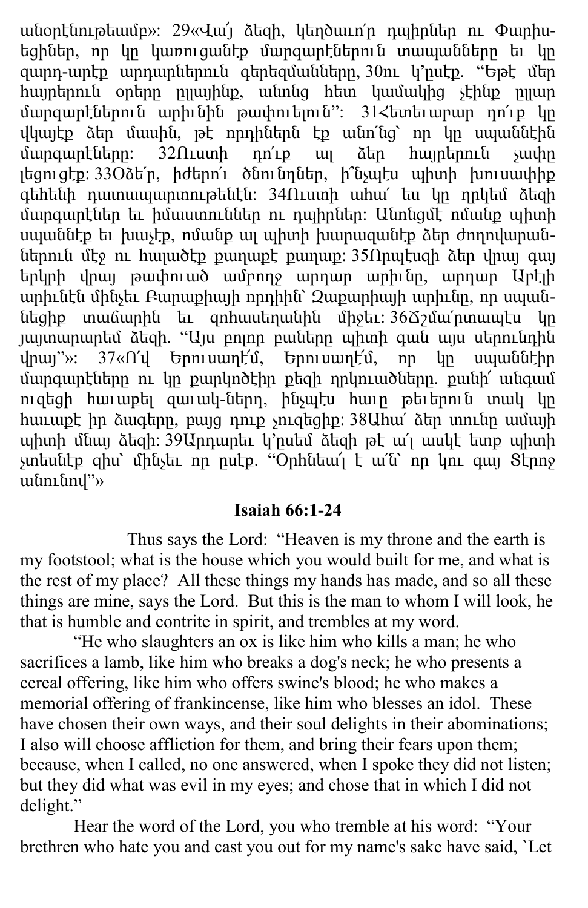անօրէնութեամբ»: 29«Վա՜յ ձեզի, կեղծաւո՛ր դպիրներ ու Փարիսեցիներ, որ կը կառուցանէք մարգարէներուն տապանները եւ կը զարդ-արէք արդարներուն գերեզմանները, 30ու կ'ըսէք. "Եթէ մեր հայրերուն օրերը ըլլայինք, անոնց հետ կամակից չէինք ըլլար մարգարէներուն արիւնին թափուելուն": 31Հետեւաբար դո՛ւք կը վկայէք ձեր մասին, թէ որդիներն էք անո՛նց՝ որ կը սպաննէին մարգարէները: 32Ուստի դո՛ւք ալ ձեր հայրերուն չափը լեցուցէք: 33Օձե՛ր, իժերո՛ւ ծնունդներ, ի՞նչպէս պիտի խուսափիք գեհենի դատապարտութենէն: 34Ուստի ահա՛ ես կը ղրկեմ ձեզի մարգարէներ եւ իմաստուններ ու դպիրներ: Անոնցմէ ոմանք պիտի սպաննէք եւ խաչէք, ոմանք ալ պիտի խարազանէք ձեր ժողովարաններուն մէջ ու հալածէք քաղաքէ քաղաք: 35Որպէսզի ձեր վրայ գայ երկրի վրայ թափուած ամբողջ արդար արիւնը, արդար Աբէլի արիւնէն մինչեւ Բարաքիայի որդիին՝ Զաքարիայի արիւնը, որ սպաննեցիք տաճարին եւ զոհասեղանին միջեւ: 36Ճշմա՛րտապէս կը յայտարարեմ ձեզի. "Այս բոլոր բաները պիտի գան այս սերունդին վրայ"»: 37«Ո՜վ Երուսաղէ՛մ, Երուսաղէ՛մ, որ կը սպաննէիր մարգարէները ու կը քարկոծէիր քեզի ղրկուածները. քանի՜ անգամ ուզեցի հաւաքել զաւակ-ներդ, ինչպէս հաւը թեւերուն տակ կը հաւաքէ իր ձագերը, բայց դուք չուզեցիք: 38Ահա՛ ձեր տունը ամայի պիտի մնայ ձեզի: 39Արդարեւ կ'ըսեմ ձեզի թէ ա՛լ ասկէ ետք պիտի չտեսնէք զիս՝ մինչեւ որ ըսէք. "Օրհնեա՛լ է ա՛ն՝ որ կու գայ Տէրոջ անունով"»

## Isaiah 66:1-24

Thus says the Lord: "Heaven is my throne and the earth is my footstool; what is the house which you would built for me, and what is the rest of my place? All these things my hands has made, and so all these things are mine, says the Lord. But this is the man to whom I will look, he that is humble and contrite in spirit, and trembles at my word.

"He who slaughters an ox is like him who kills a man; he who sacrifices a lamb, like him who breaks a dog's neck; he who presents a cereal offering, like him who offers swine's blood; he who makes a memorial offering of frankincense, like him who blesses an idol. These have chosen their own ways, and their soul delights in their abominations; I also will choose affliction for them, and bring their fears upon them; because, when I called, no one answered, when I spoke they did not listen; but they did what was evil in my eyes; and chose that in which I did not delight."

Hear the word of the Lord, you who tremble at his word: "Your brethren who hate you and cast you out for my name's sake have said, `Let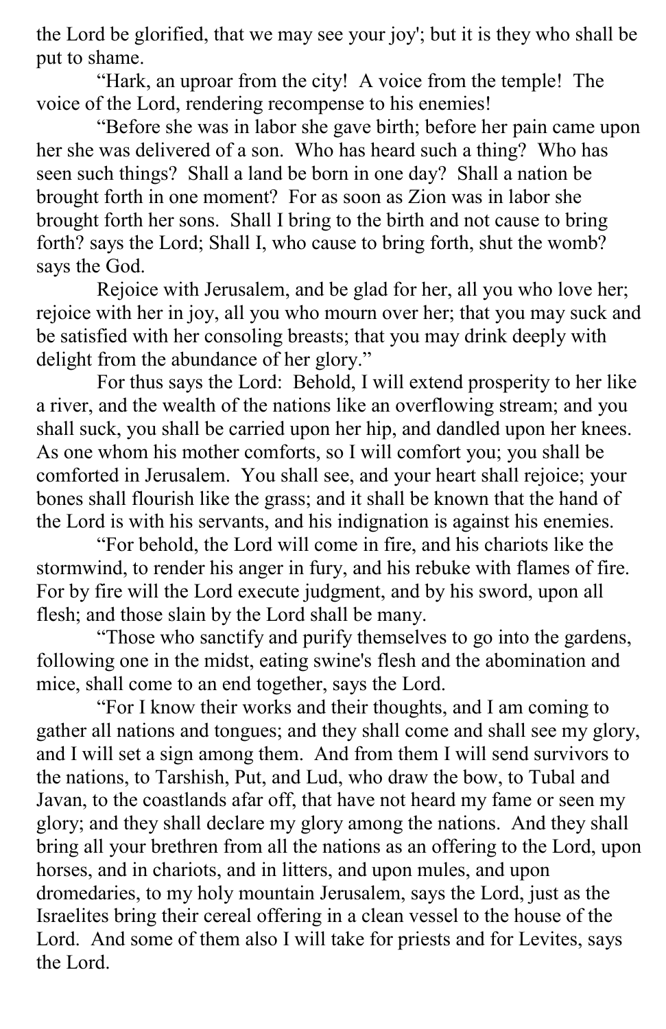the Lord be glorified, that we may see your joy'; but it is they who shall be put to shame.

"Hark, an uproar from the city! A voice from the temple! The voice of the Lord, rendering recompense to his enemies!

"Before she was in labor she gave birth; before her pain came upon her she was delivered of a son. Who has heard such a thing? Who has seen such things? Shall a land be born in one day? Shall a nation be brought forth in one moment? For as soon as Zion was in labor she brought forth her sons. Shall I bring to the birth and not cause to bring forth? says the Lord; Shall I, who cause to bring forth, shut the womb? says the God.

Rejoice with Jerusalem, and be glad for her, all you who love her; rejoice with her in joy, all you who mourn over her; that you may suck and be satisfied with her consoling breasts; that you may drink deeply with delight from the abundance of her glory."

For thus says the Lord: Behold, I will extend prosperity to her like a river, and the wealth of the nations like an overflowing stream; and you shall suck, you shall be carried upon her hip, and dandled upon her knees. As one whom his mother comforts, so I will comfort you; you shall be comforted in Jerusalem. You shall see, and your heart shall rejoice; your bones shall flourish like the grass; and it shall be known that the hand of the Lord is with his servants, and his indignation is against his enemies.

"For behold, the Lord will come in fire, and his chariots like the stormwind, to render his anger in fury, and his rebuke with flames of fire. For by fire will the Lord execute judgment, and by his sword, upon all flesh; and those slain by the Lord shall be many.

"Those who sanctify and purify themselves to go into the gardens, following one in the midst, eating swine's flesh and the abomination and mice, shall come to an end together, says the Lord.

"For I know their works and their thoughts, and I am coming to gather all nations and tongues; and they shall come and shall see my glory, and I will set a sign among them. And from them I will send survivors to the nations, to Tarshish, Put, and Lud, who draw the bow, to Tubal and Javan, to the coastlands afar off, that have not heard my fame or seen my glory; and they shall declare my glory among the nations. And they shall bring all your brethren from all the nations as an offering to the Lord, upon horses, and in chariots, and in litters, and upon mules, and upon dromedaries, to my holy mountain Jerusalem, says the Lord, just as the Israelites bring their cereal offering in a clean vessel to the house of the Lord. And some of them also I will take for priests and for Levites, says the Lord.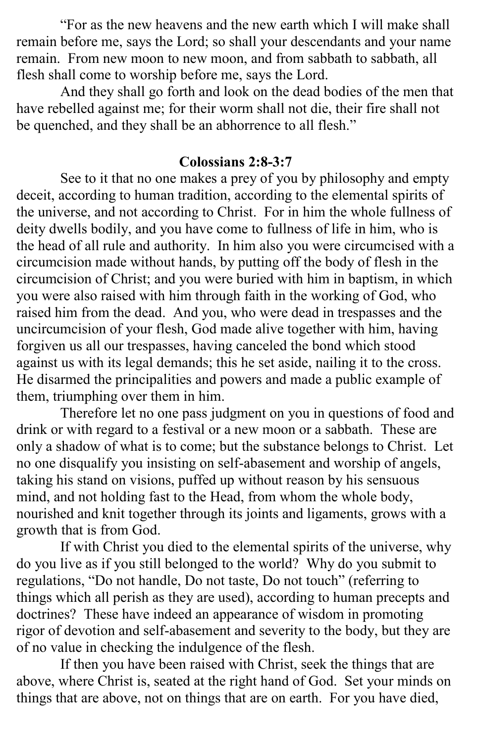"For as the new heavens and the new earth which I will make shall remain before me, says the Lord; so shall your descendants and your name remain. From new moon to new moon, and from sabbath to sabbath, all flesh shall come to worship before me, says the Lord.

And they shall go forth and look on the dead bodies of the men that have rebelled against me; for their worm shall not die, their fire shall not be quenched, and they shall be an abhorrence to all flesh."

**Colossians 2:8-3:7**

See to it that no one makes a prey of you by philosophy and empty deceit, according to human tradition, according to the elemental spirits of the universe, and not according to Christ. For in him the whole fullness of deity dwells bodily, and you have come to fullness of life in him, who is the head of all rule and authority. In him also you were circumcised with a circumcision made without hands, by putting off the body of flesh in the circumcision of Christ; and you were buried with him in baptism, in which you were also raised with him through faith in the working of God, who raised him from the dead. And you, who were dead in trespasses and the uncircumcision of your flesh, God made alive together with him, having forgiven us all our trespasses, having canceled the bond which stood against us with its legal demands; this he set aside, nailing it to the cross. He disarmed the principalities and powers and made a public example of them, triumphing over them in him.

Therefore let no one pass judgment on you in questions of food and drink or with regard to a festival or a new moon or a sabbath. These are only a shadow of what is to come; but the substance belongs to Christ. Let no one disqualify you insisting on self-abasement and worship of angels, taking his stand on visions, puffed up without reason by his sensuous mind, and not holding fast to the Head, from whom the whole body, nourished and knit together through its joints and ligaments, grows with a growth that is from God.

If with Christ you died to the elemental spirits of the universe, why do you live as if you still belonged to the world? Why do you submit to regulations, "Do not handle, Do not taste, Do not touch" (referring to things which all perish as they are used), according to human precepts and doctrines? These have indeed an appearance of wisdom in promoting rigor of devotion and self-abasement and severity to the body, but they are of no value in checking the indulgence of the flesh.

If then you have been raised with Christ, seek the things that are above, where Christ is, seated at the right hand of God. Set your minds on things that are above, not on things that are on earth. For you have died,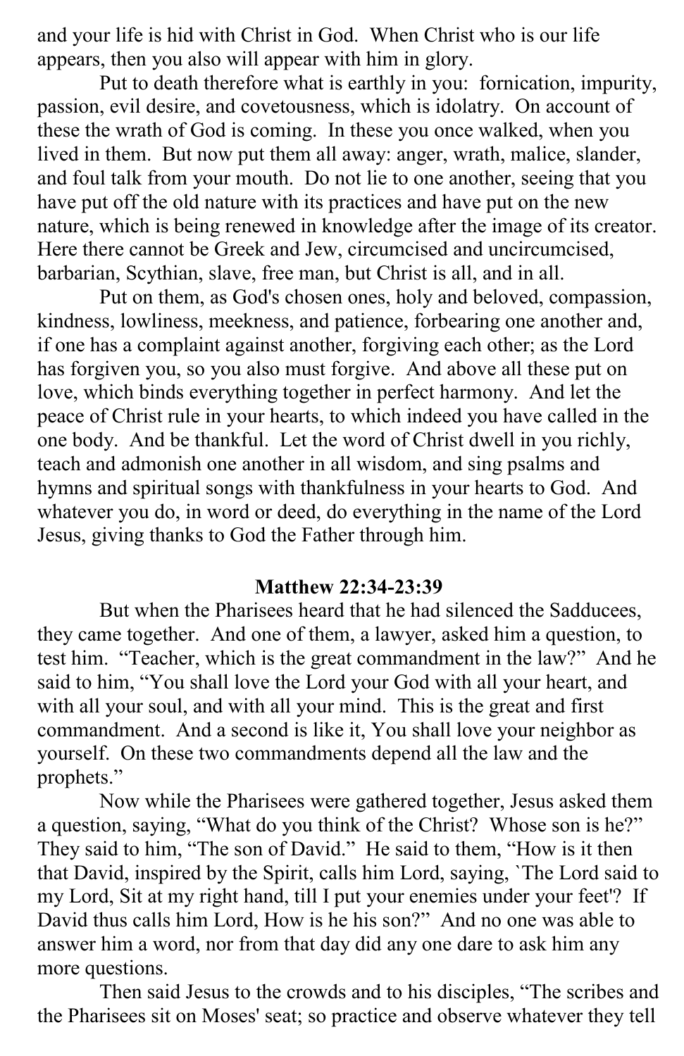and your life is hid with Christ in God. When Christ who is our life appears, then you also will appear with him in glory.

Put to death therefore what is earthly in you: fornication, impurity, passion, evil desire, and covetousness, which is idolatry. On account of these the wrath of God is coming. In these you once walked, when you lived in them. But now put them all away: anger, wrath, malice, slander, and foul talk from your mouth. Do not lie to one another, seeing that you have put off the old nature with its practices and have put on the new nature, which is being renewed in knowledge after the image of its creator. Here there cannot be Greek and Jew, circumcised and uncircumcised, barbarian, Scythian, slave, free man, but Christ is all, and in all.

Put on them, as God's chosen ones, holy and beloved, compassion, kindness, lowliness, meekness, and patience, forbearing one another and, if one has a complaint against another, forgiving each other; as the Lord has forgiven you, so you also must forgive. And above all these put on love, which binds everything together in perfect harmony. And let the peace of Christ rule in your hearts, to which indeed you have called in the one body. And be thankful. Let the word of Christ dwell in you richly, teach and admonish one another in all wisdom, and sing psalms and hymns and spiritual songs with thankfulness in your hearts to God. And whatever you do, in word or deed, do everything in the name of the Lord Jesus, giving thanks to God the Father through him.

**Matthew 22:34-23:39**

But when the Pharisees heard that he had silenced the Sadducees, they came together. And one of them, a lawyer, asked him a question, to test him. "Teacher, which is the great commandment in the law?" And he said to him, "You shall love the Lord your God with all your heart, and with all your soul, and with all your mind. This is the great and first commandment. And a second is like it, You shall love your neighbor as yourself. On these two commandments depend all the law and the prophets."

Now while the Pharisees were gathered together, Jesus asked them a question, saying, "What do you think of the Christ? Whose son is he?" They said to him, "The son of David." He said to them, "How is it then that David, inspired by the Spirit, calls him Lord, saying, `The Lord said to my Lord, Sit at my right hand, till I put your enemies under your feet'? If David thus calls him Lord, How is he his son?" And no one was able to answer him a word, nor from that day did any one dare to ask him any more questions.

Then said Jesus to the crowds and to his disciples, "The scribes and the Pharisees sit on Moses' seat; so practice and observe whatever they tell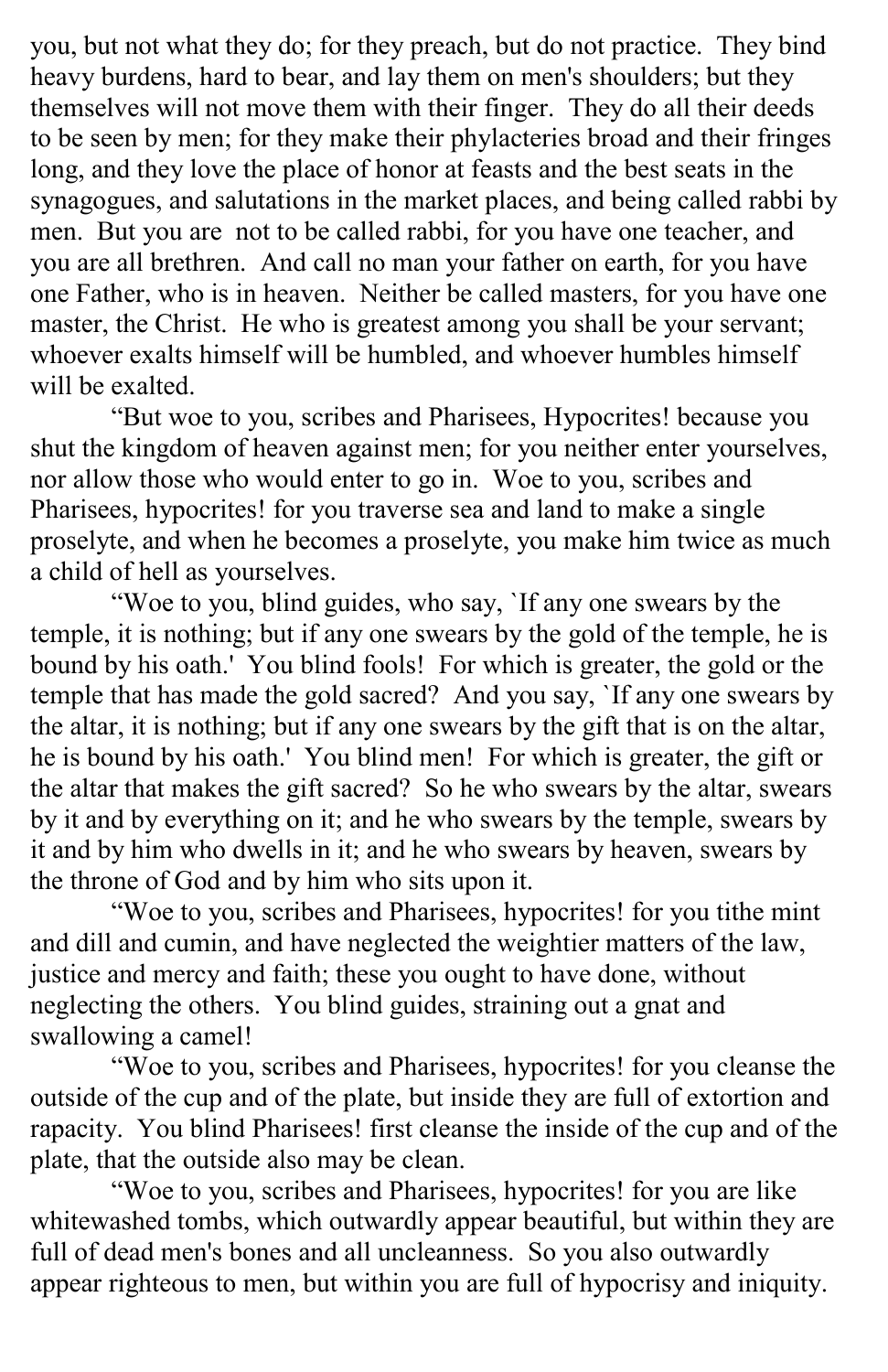you, but not what they do; for they preach, but do not practice. They bind heavy burdens, hard to bear, and lay them on men's shoulders; but they themselves will not move them with their finger. They do all their deeds to be seen by men; for they make their phylacteries broad and their fringes long, and they love the place of honor at feasts and the best seats in the synagogues, and salutations in the market places, and being called rabbi by men. But you are not to be called rabbi, for you have one teacher, and you are all brethren. And call no man your father on earth, for you have one Father, who is in heaven. Neither be called masters, for you have one master, the Christ. He who is greatest among you shall be your servant; whoever exalts himself will be humbled, and whoever humbles himself will be exalted.

"But woe to you, scribes and Pharisees, Hypocrites! because you shut the kingdom of heaven against men; for you neither enter yourselves, nor allow those who would enter to go in. Woe to you, scribes and Pharisees, hypocrites! for you traverse sea and land to make a single proselyte, and when he becomes a proselyte, you make him twice as much a child of hell as yourselves.

"Woe to you, blind guides, who say, `If any one swears by the temple, it is nothing; but if any one swears by the gold of the temple, he is bound by his oath.' You blind fools! For which is greater, the gold or the temple that has made the gold sacred? And you say, `If any one swears by the altar, it is nothing; but if any one swears by the gift that is on the altar, he is bound by his oath.' You blind men! For which is greater, the gift or the altar that makes the gift sacred? So he who swears by the altar, swears by it and by everything on it; and he who swears by the temple, swears by it and by him who dwells in it; and he who swears by heaven, swears by the throne of God and by him who sits upon it.

"Woe to you, scribes and Pharisees, hypocrites! for you tithe mint and dill and cumin, and have neglected the weightier matters of the law, justice and mercy and faith; these you ought to have done, without neglecting the others. You blind guides, straining out a gnat and swallowing a camel!

"Woe to you, scribes and Pharisees, hypocrites! for you cleanse the outside of the cup and of the plate, but inside they are full of extortion and rapacity. You blind Pharisees! first cleanse the inside of the cup and of the plate, that the outside also may be clean.

"Woe to you, scribes and Pharisees, hypocrites! for you are like whitewashed tombs, which outwardly appear beautiful, but within they are full of dead men's bones and all uncleanness. So you also outwardly appear righteous to men, but within you are full of hypocrisy and iniquity.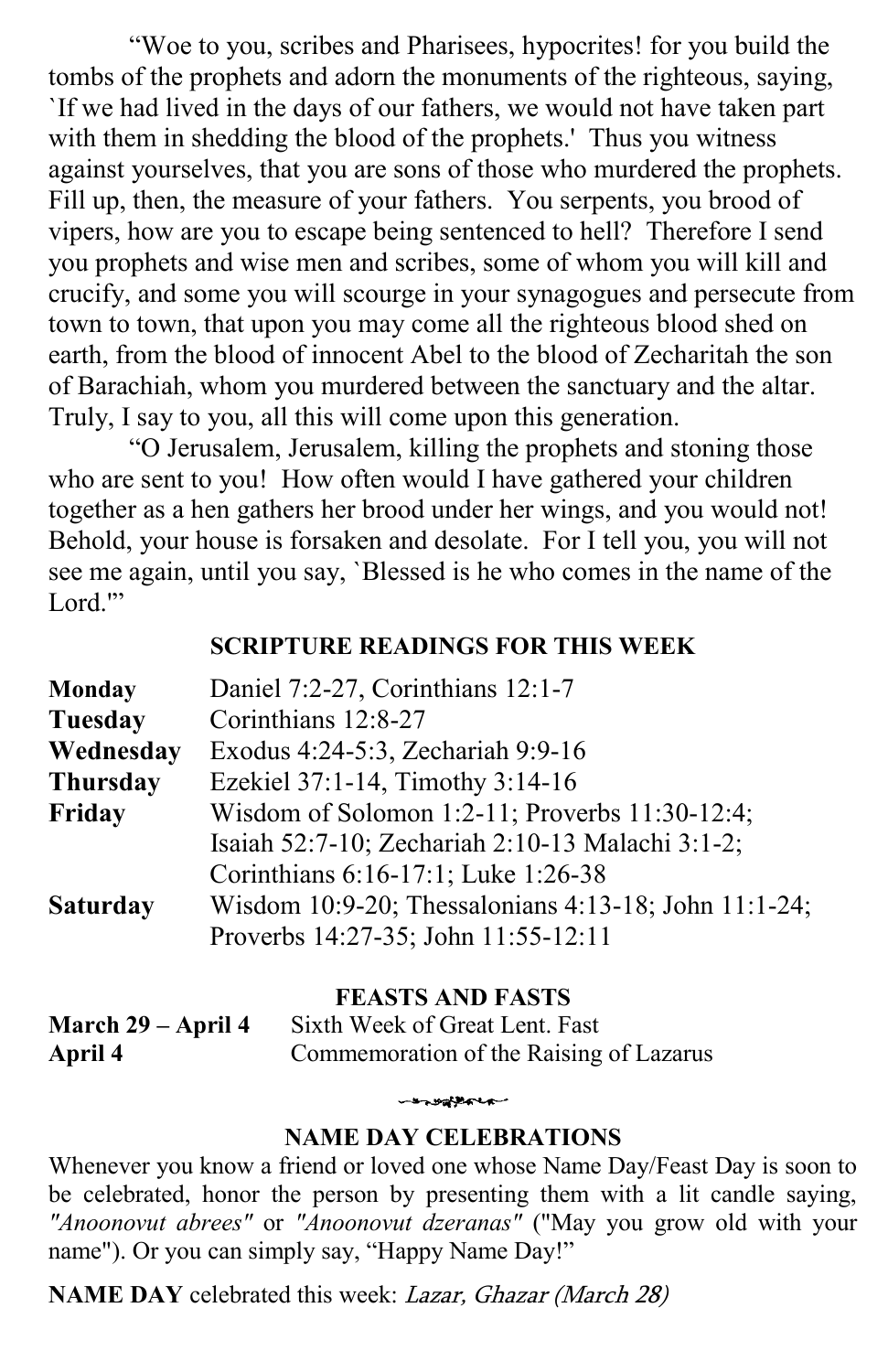"Woe to you, scribes and Pharisees, hypocrites! for you build the tombs of the prophets and adorn the monuments of the righteous, saying, `If we had lived in the days of our fathers, we would not have taken part with them in shedding the blood of the prophets.' Thus you witness against yourselves, that you are sons of those who murdered the prophets. Fill up, then, the measure of your fathers. You serpents, you brood of vipers, how are you to escape being sentenced to hell? Therefore I send you prophets and wise men and scribes, some of whom you will kill and crucify, and some you will scourge in your synagogues and persecute from town to town, that upon you may come all the righteous blood shed on earth, from the blood of innocent Abel to the blood of Zecharitah the son of Barachiah, whom you murdered between the sanctuary and the altar. Truly, I say to you, all this will come upon this generation.

"O Jerusalem, Jerusalem, killing the prophets and stoning those who are sent to you! How often would I have gathered your children together as a hen gathers her brood under her wings, and you would not! Behold, your house is forsaken and desolate. For I tell you, you will not see me again, until you say, `Blessed is he who comes in the name of the Lord.'"

## SCRIPTURE READINGS FOR THIS WEEK

| | |
|---|---|
| **Monday** | Daniel 7:2-27, Corinthians 12:1-7 |
| **Tuesday** | Corinthians 12:8-27 |
| **Wednesday** | Exodus 4:24-5:3, Zechariah 9:9-16 |
| **Thursday** | Ezekiel 37:1-14, Timothy 3:14-16 |
| **Friday** | Wisdom of Solomon 1:2-11; Proverbs 11:30-12:4; Isaiah 52:7-10; Zechariah 2:10-13 Malachi 3:1-2; Corinthians 6:16-17:1; Luke 1:26-38 |
| **Saturday** | Wisdom 10:9-20; Thessalonians 4:13-18; John 11:1-24; Proverbs 14:27-35; John 11:55-12:11 |

## FEASTS AND FASTS

| | |
|---|---|
| **March 29 – April 4** | Sixth Week of Great Lent. Fast |
| **April 4** | Commemoration of the Raising of Lazarus |

## NAME DAY CELEBRATIONS

Whenever you know a friend or loved one whose Name Day/Feast Day is soon to be celebrated, honor the person by presenting them with a lit candle saying, *"Anoonovut abrees"* or *"Anoonovut dzeranas"* ("May you grow old with your name"). Or you can simply say, "Happy Name Day!"

**NAME DAY** celebrated this week: *Lazar, Ghazar (March 28)*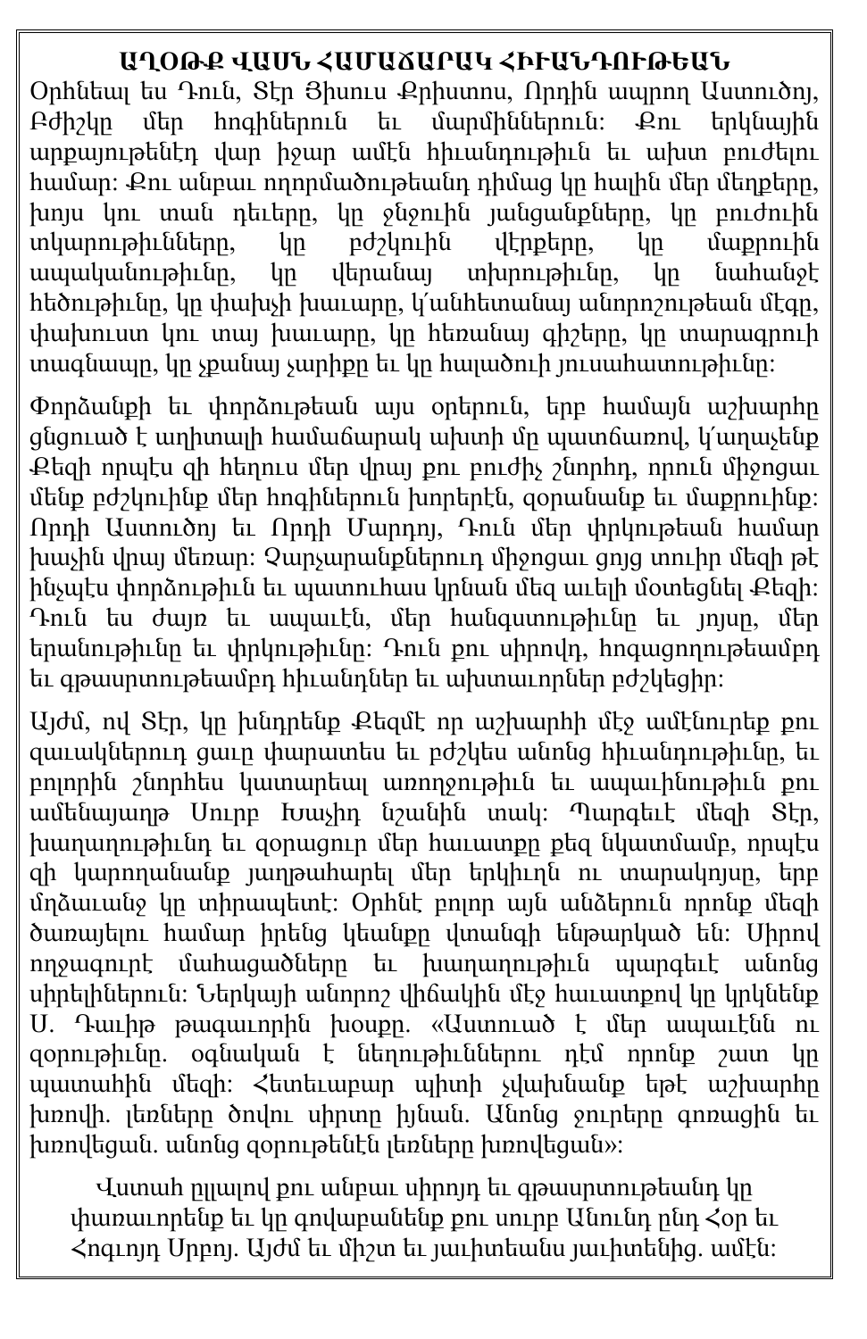# ԱՂՕԹՔ ՎԱՍՆ ՀԱՄԱՃԱՐԱԿ ՀԻՒԱՆԴՈՒԹԵԱՆ

Օրհնեալ ես Դուն, Տէր Յիսուս Քրիստոս, Որդին ապրող Աստուծոյ, Բժիշկը մեր հոգիներուն եւ մարմիններուն: Քու երկնային արքայութենէդ վար իջար ամէն հիւանդութիւն եւ ախտ բուժելու համար: Քու անբաւ ողորմածութեանդ դիմաց կը հալին մեր մեղքերը, խոյս կու տան դեւերը, կը ջնջուին յանցանքները, կը բուժուին տկարութիւնները, կը բժշկուին վէրքերը, կը մաքրուին ապականութիւնը, կը վերանայ տխրութիւնը, կը նահանջէ հեծութիւնը, կը փախչի խաւարը, կ՛անհետանայ անորոշութեան մէգը, փախուստ կու տայ խաւարը, կը հեռանայ գիշերը, կը տարագրուի տագնապը, կը չքանայ չարիքը եւ կը հալածուի յուսահատութիւնը:

Փորձանքի եւ փորձութեան այս օրերուն, երբ համայն աշխարհը ցնցուած է աղիտալի համաճարակ ախտի մը պատճառով, կ՛աղաչենք Քեզի որպէս զի հեղուս մեր վրայ քու բուժիչ շնորհդ, որուն միջոցաւ մենք բժշկուինք մեր հոգիներուն խորերէն, զօրանանք եւ մաքրուինք: Որդի Աստուծոյ եւ Որդի Մարդոյ, Դուն մեր փրկութեան համար խաչին վրայ մեռար: Չարչարանքներուդ միջոցաւ ցոյց տուիր մեզի թէ ինչպէս փորձութիւն եւ պատուհաս կրնան մեզ աւելի մօտեցնել Քեզի: Դուն ես ժայռ եւ ապաւէն, մեր հանգստութիւնը եւ յոյսը, մեր երանութիւնը եւ փրկութիւնը: Դուն քու սիրովդ, հոգացողութեամբդ եւ գթասրտութեամբդ հիւանդներ եւ ախտաւորներ բժշկեցիր:

Այժմ, ով Տէր, կը խնդրենք Քեզմէ որ աշխարհի մէջ ամէնուրեք քու զաւակներուդ ցաւը փարատես եւ բժշկես անոնց հիւանդութիւնը, եւ բոլորին շնորհես կատարեալ առողջութիւն եւ ապաքինութիւն քու ամենայաղթ Սուրբ Խաչիդ նշանին տակ: Պարգեւէ մեզի Տէր, խաղաղութիւնդ եւ զօրացուր մեր հաւատքը քեզ նկատմամբ, որպէս զի կարողանանք յաղթահարել մեր երկիւղն ու տարակոյսը, երբ մղձաւանջ կը տիրապետէ: Օրհնէ բոլոր այն անձերուն որոնք մեզի ծառայելու համար իրենց կեանքը վտանգի ենթարկած են: Սիրով ողջագուրէ մահացածները եւ խաղաղութիւն պարգեւէ անոնց սիրելիներուն: Ներկայի անորոշ վիճակին մէջ հաւատքով կը կրկնենք Ս. Դաւիթ թագաւորին խօսքը. «Աստուած է մեր ապաւէնն ու զօրութիւնը. օգնական է նեղութիւններու դէմ որոնք շատ կը պատահին մեզի: Հետեւաբար պիտի չվախնանք եթէ աշխարհը խռովի. լեռները ծովու սիրտը իյնան. Անոնց ջուրերը գոռացին եւ խռովեցան. անոնց զօրութենէն լեռները խռովեցան»:

Վստահ ըլլալով քու անբաւ սիրոյդ եւ գթասրտութեանդ կը փառաւորենք եւ կը գովաբանենք քու սուրբ Անունդ ընդ Հօր եւ Հոգւոյդ Սրբոյ. Այժմ եւ միշտ եւ յաւիտեանս յաւիտենից. ամէն: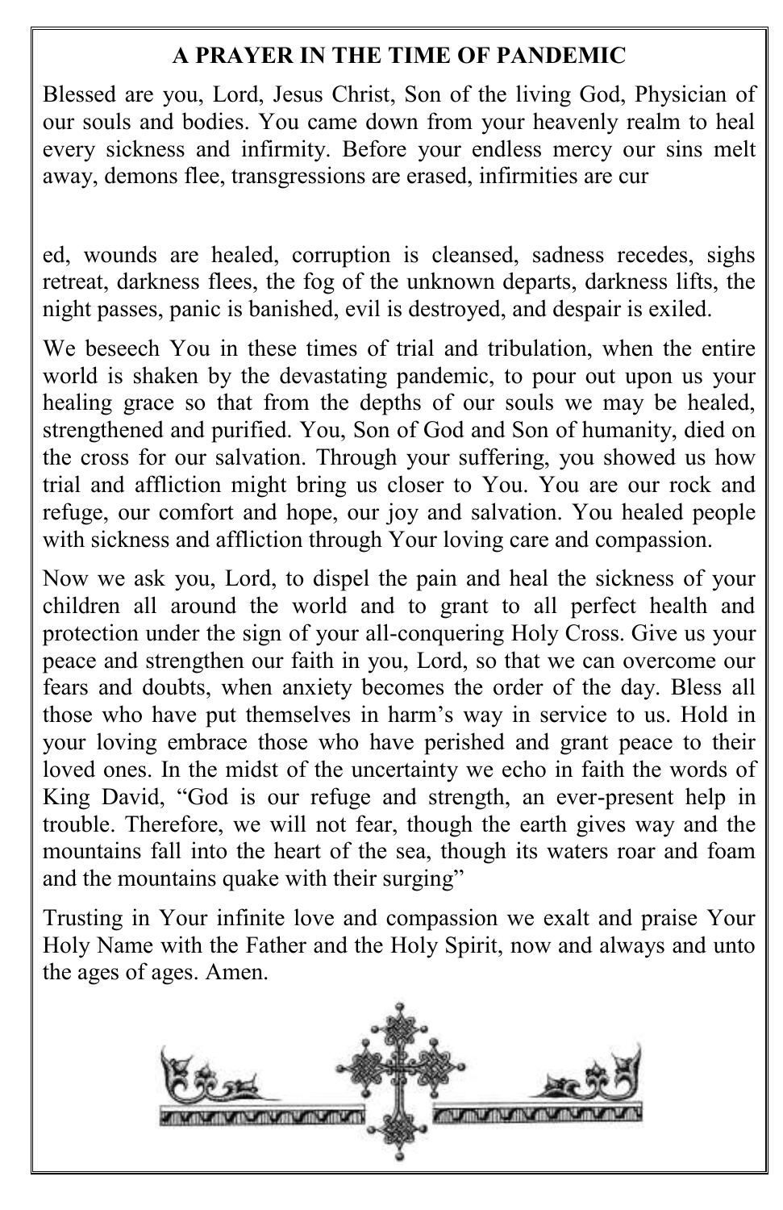## A PRAYER IN THE TIME OF PANDEMIC

Blessed are you, Lord, Jesus Christ, Son of the living God, Physician of our souls and bodies. You came down from your heavenly realm to heal every sickness and infirmity. Before your endless mercy our sins melt away, demons flee, transgressions are erased, infirmities are cured, wounds are healed, corruption is cleansed, sadness recedes, sighs retreat, darkness flees, the fog of the unknown departs, darkness lifts, the night passes, panic is banished, evil is destroyed, and despair is exiled.

We beseech You in these times of trial and tribulation, when the entire world is shaken by the devastating pandemic, to pour out upon us your healing grace so that from the depths of our souls we may be healed, strengthened and purified. You, Son of God and Son of humanity, died on the cross for our salvation. Through your suffering, you showed us how trial and affliction might bring us closer to You. You are our rock and refuge, our comfort and hope, our joy and salvation. You healed people with sickness and affliction through Your loving care and compassion.

Now we ask you, Lord, to dispel the pain and heal the sickness of your children all around the world and to grant to all perfect health and protection under the sign of your all-conquering Holy Cross. Give us your peace and strengthen our faith in you, Lord, so that we can overcome our fears and doubts, when anxiety becomes the order of the day. Bless all those who have put themselves in harm's way in service to us. Hold in your loving embrace those who have perished and grant peace to their loved ones. In the midst of the uncertainty we echo in faith the words of King David, "God is our refuge and strength, an ever-present help in trouble. Therefore, we will not fear, though the earth gives way and the mountains fall into the heart of the sea, though its waters roar and foam and the mountains quake with their surging"

Trusting in Your infinite love and compassion we exalt and praise Your Holy Name with the Father and the Holy Spirit, now and always and unto the ages of ages. Amen.